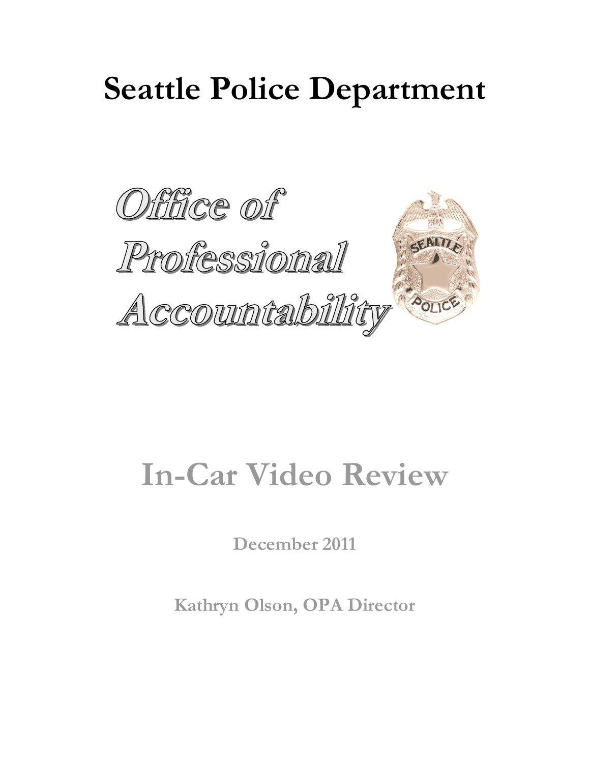# Seattle Police Department

Office of Professional Accountability

# In-Car Video Review

**December 2011**

**Kathryn Olson, OPA Director**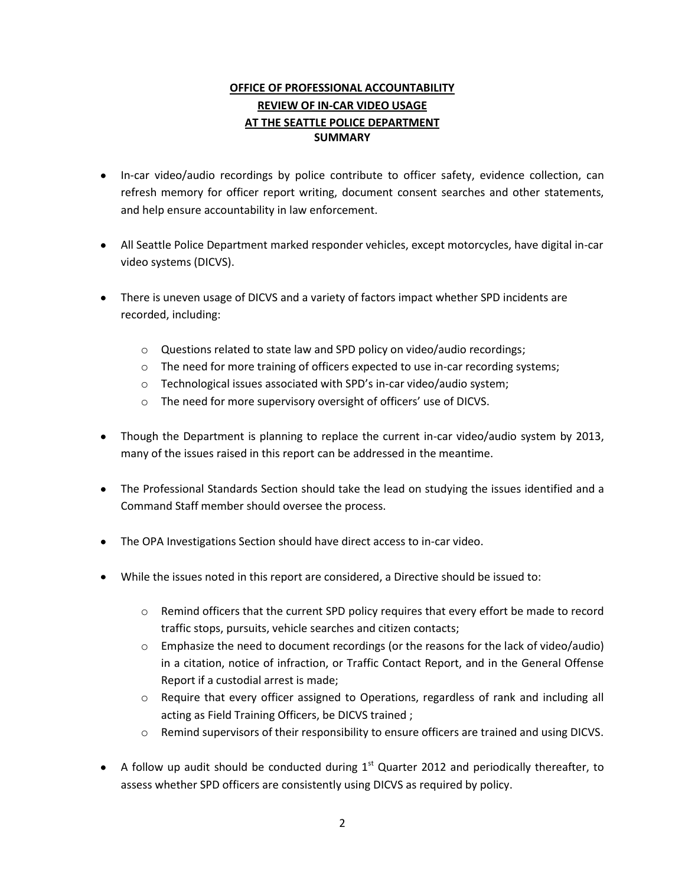# OFFICE OF PROFESSIONAL ACCOUNTABILITY
# REVIEW OF IN-CAR VIDEO USAGE
# AT THE SEATTLE POLICE DEPARTMENT
## SUMMARY

- In-car video/audio recordings by police contribute to officer safety, evidence collection, can refresh memory for officer report writing, document consent searches and other statements, and help ensure accountability in law enforcement.

- All Seattle Police Department marked responder vehicles, except motorcycles, have digital in-car video systems (DICVS).

- There is uneven usage of DICVS and a variety of factors impact whether SPD incidents are recorded, including:

  - Questions related to state law and SPD policy on video/audio recordings;
  - The need for more training of officers expected to use in-car recording systems;
  - Technological issues associated with SPD's in-car video/audio system;
  - The need for more supervisory oversight of officers' use of DICVS.

- Though the Department is planning to replace the current in-car video/audio system by 2013, many of the issues raised in this report can be addressed in the meantime.

- The Professional Standards Section should take the lead on studying the issues identified and a Command Staff member should oversee the process.

- The OPA Investigations Section should have direct access to in-car video.

- While the issues noted in this report are considered, a Directive should be issued to:

  - Remind officers that the current SPD policy requires that every effort be made to record traffic stops, pursuits, vehicle searches and citizen contacts;
  - Emphasize the need to document recordings (or the reasons for the lack of video/audio) in a citation, notice of infraction, or Traffic Contact Report, and in the General Offense Report if a custodial arrest is made;
  - Require that every officer assigned to Operations, regardless of rank and including all acting as Field Training Officers, be DICVS trained ;
  - Remind supervisors of their responsibility to ensure officers are trained and using DICVS.

- A follow up audit should be conducted during 1st Quarter 2012 and periodically thereafter, to assess whether SPD officers are consistently using DICVS as required by policy.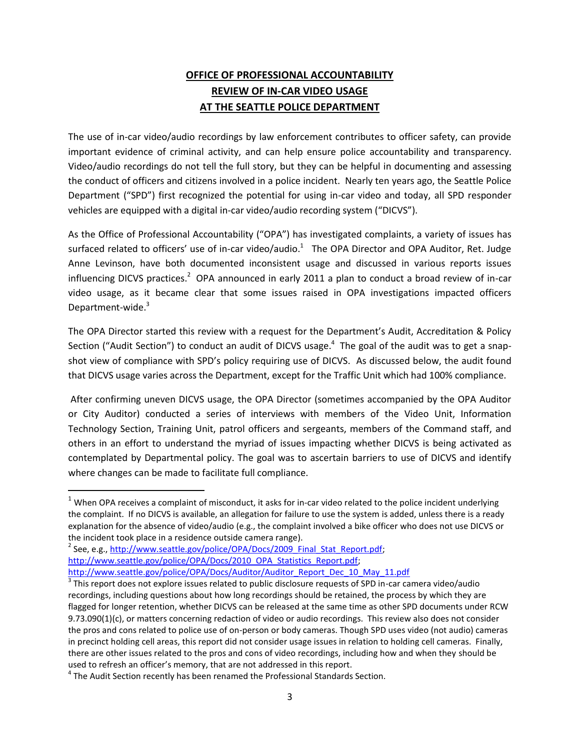# OFFICE OF PROFESSIONAL ACCOUNTABILITY
# REVIEW OF IN-CAR VIDEO USAGE
# AT THE SEATTLE POLICE DEPARTMENT

The use of in-car video/audio recordings by law enforcement contributes to officer safety, can provide important evidence of criminal activity, and can help ensure police accountability and transparency. Video/audio recordings do not tell the full story, but they can be helpful in documenting and assessing the conduct of officers and citizens involved in a police incident. Nearly ten years ago, the Seattle Police Department ("SPD") first recognized the potential for using in-car video and today, all SPD responder vehicles are equipped with a digital in-car video/audio recording system ("DICVS").

As the Office of Professional Accountability ("OPA") has investigated complaints, a variety of issues has surfaced related to officers' use of in-car video/audio.[1] The OPA Director and OPA Auditor, Ret. Judge Anne Levinson, have both documented inconsistent usage and discussed in various reports issues influencing DICVS practices.[2] OPA announced in early 2011 a plan to conduct a broad review of in-car video usage, as it became clear that some issues raised in OPA investigations impacted officers Department-wide.[3]

The OPA Director started this review with a request for the Department's Audit, Accreditation & Policy Section ("Audit Section") to conduct an audit of DICVS usage.[4] The goal of the audit was to get a snap-shot view of compliance with SPD's policy requiring use of DICVS. As discussed below, the audit found that DICVS usage varies across the Department, except for the Traffic Unit which had 100% compliance.

After confirming uneven DICVS usage, the OPA Director (sometimes accompanied by the OPA Auditor or City Auditor) conducted a series of interviews with members of the Video Unit, Information Technology Section, Training Unit, patrol officers and sergeants, members of the Command staff, and others in an effort to understand the myriad of issues impacting whether DICVS is being activated as contemplated by Departmental policy. The goal was to ascertain barriers to use of DICVS and identify where changes can be made to facilitate full compliance.

---

[1] When OPA receives a complaint of misconduct, it asks for in-car video related to the police incident underlying the complaint. If no DICVS is available, an allegation for failure to use the system is added, unless there is a ready explanation for the absence of video/audio (e.g., the complaint involved a bike officer who does not use DICVS or the incident took place in a residence outside camera range).

[2] See, e.g., http://www.seattle.gov/police/OPA/Docs/2009_Final_Stat_Report.pdf; http://www.seattle.gov/police/OPA/Docs/2010_OPA_Statistics_Report.pdf; http://www.seattle.gov/police/OPA/Docs/Auditor/Auditor_Report_Dec_10_May_11.pdf

[3] This report does not explore issues related to public disclosure requests of SPD in-car camera video/audio recordings, including questions about how long recordings should be retained, the process by which they are flagged for longer retention, whether DICVS can be released at the same time as other SPD documents under RCW 9.73.090(1)(c), or matters concerning redaction of video or audio recordings. This review also does not consider the pros and cons related to police use of on-person or body cameras. Though SPD uses video (not audio) cameras in precinct holding cell areas, this report did not consider usage issues in relation to holding cell cameras. Finally, there are other issues related to the pros and cons of video recordings, including how and when they should be used to refresh an officer's memory, that are not addressed in this report.

[4] The Audit Section recently has been renamed the Professional Standards Section.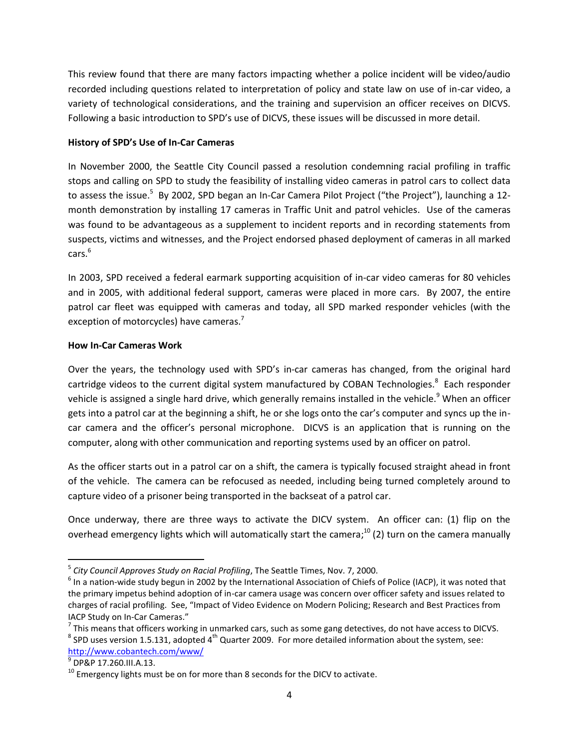This review found that there are many factors impacting whether a police incident will be video/audio recorded including questions related to interpretation of policy and state law on use of in-car video, a variety of technological considerations, and the training and supervision an officer receives on DICVS. Following a basic introduction to SPD's use of DICVS, these issues will be discussed in more detail.

**History of SPD's Use of In-Car Cameras**

In November 2000, the Seattle City Council passed a resolution condemning racial profiling in traffic stops and calling on SPD to study the feasibility of installing video cameras in patrol cars to collect data to assess the issue.[5] By 2002, SPD began an In-Car Camera Pilot Project ("the Project"), launching a 12-month demonstration by installing 17 cameras in Traffic Unit and patrol vehicles. Use of the cameras was found to be advantageous as a supplement to incident reports and in recording statements from suspects, victims and witnesses, and the Project endorsed phased deployment of cameras in all marked cars.[6]

In 2003, SPD received a federal earmark supporting acquisition of in-car video cameras for 80 vehicles and in 2005, with additional federal support, cameras were placed in more cars. By 2007, the entire patrol car fleet was equipped with cameras and today, all SPD marked responder vehicles (with the exception of motorcycles) have cameras.[7]

**How In-Car Cameras Work**

Over the years, the technology used with SPD's in-car cameras has changed, from the original hard cartridge videos to the current digital system manufactured by COBAN Technologies.[8] Each responder vehicle is assigned a single hard drive, which generally remains installed in the vehicle.[9] When an officer gets into a patrol car at the beginning a shift, he or she logs onto the car's computer and syncs up the in-car camera and the officer's personal microphone. DICVS is an application that is running on the computer, along with other communication and reporting systems used by an officer on patrol.

As the officer starts out in a patrol car on a shift, the camera is typically focused straight ahead in front of the vehicle. The camera can be refocused as needed, including being turned completely around to capture video of a prisoner being transported in the backseat of a patrol car.

Once underway, there are three ways to activate the DICV system. An officer can: (1) flip on the overhead emergency lights which will automatically start the camera;[10] (2) turn on the camera manually

---

[5] *City Council Approves Study on Racial Profiling*, The Seattle Times, Nov. 7, 2000.

[6] In a nation-wide study begun in 2002 by the International Association of Chiefs of Police (IACP), it was noted that the primary impetus behind adoption of in-car camera usage was concern over officer safety and issues related to charges of racial profiling. See, "Impact of Video Evidence on Modern Policing; Research and Best Practices from IACP Study on In-Car Cameras."

[7] This means that officers working in unmarked cars, such as some gang detectives, do not have access to DICVS.

[8] SPD uses version 1.5.131, adopted 4th Quarter 2009. For more detailed information about the system, see: http://www.cobantech.com/www/

[9] DP&P 17.260.III.A.13.

[10] Emergency lights must be on for more than 8 seconds for the DICV to activate.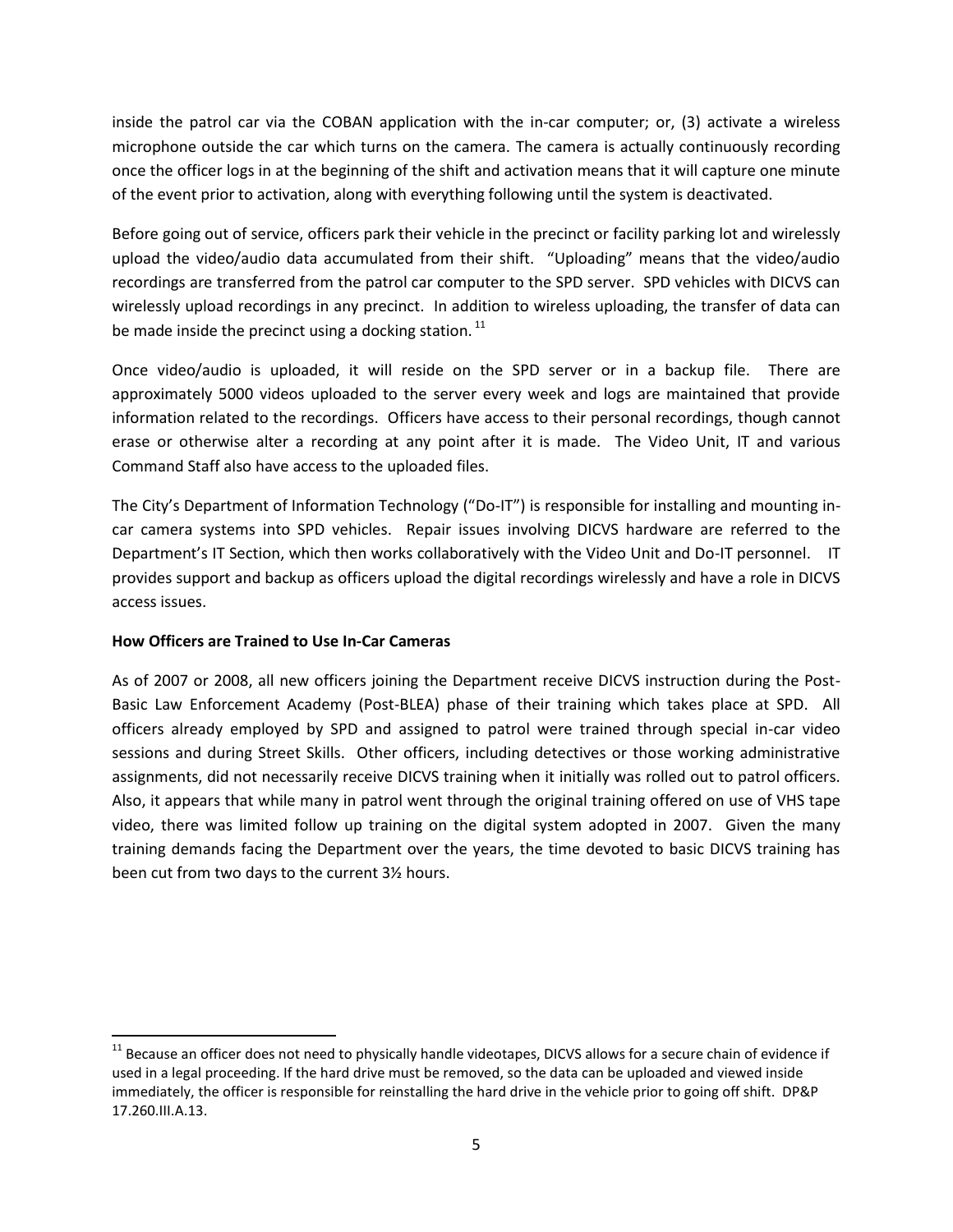inside the patrol car via the COBAN application with the in-car computer; or, (3) activate a wireless microphone outside the car which turns on the camera. The camera is actually continuously recording once the officer logs in at the beginning of the shift and activation means that it will capture one minute of the event prior to activation, along with everything following until the system is deactivated.

Before going out of service, officers park their vehicle in the precinct or facility parking lot and wirelessly upload the video/audio data accumulated from their shift. "Uploading" means that the video/audio recordings are transferred from the patrol car computer to the SPD server. SPD vehicles with DICVS can wirelessly upload recordings in any precinct. In addition to wireless uploading, the transfer of data can be made inside the precinct using a docking station.[11]

Once video/audio is uploaded, it will reside on the SPD server or in a backup file. There are approximately 5000 videos uploaded to the server every week and logs are maintained that provide information related to the recordings. Officers have access to their personal recordings, though cannot erase or otherwise alter a recording at any point after it is made. The Video Unit, IT and various Command Staff also have access to the uploaded files.

The City's Department of Information Technology ("Do-IT") is responsible for installing and mounting in-car camera systems into SPD vehicles. Repair issues involving DICVS hardware are referred to the Department's IT Section, which then works collaboratively with the Video Unit and Do-IT personnel. IT provides support and backup as officers upload the digital recordings wirelessly and have a role in DICVS access issues.

**How Officers are Trained to Use In-Car Cameras**

As of 2007 or 2008, all new officers joining the Department receive DICVS instruction during the Post-Basic Law Enforcement Academy (Post-BLEA) phase of their training which takes place at SPD. All officers already employed by SPD and assigned to patrol were trained through special in-car video sessions and during Street Skills. Other officers, including detectives or those working administrative assignments, did not necessarily receive DICVS training when it initially was rolled out to patrol officers. Also, it appears that while many in patrol went through the original training offered on use of VHS tape video, there was limited follow up training on the digital system adopted in 2007. Given the many training demands facing the Department over the years, the time devoted to basic DICVS training has been cut from two days to the current 3½ hours.

[11] Because an officer does not need to physically handle videotapes, DICVS allows for a secure chain of evidence if used in a legal proceeding. If the hard drive must be removed, so the data can be uploaded and viewed inside immediately, the officer is responsible for reinstalling the hard drive in the vehicle prior to going off shift. DP&P 17.260.III.A.13.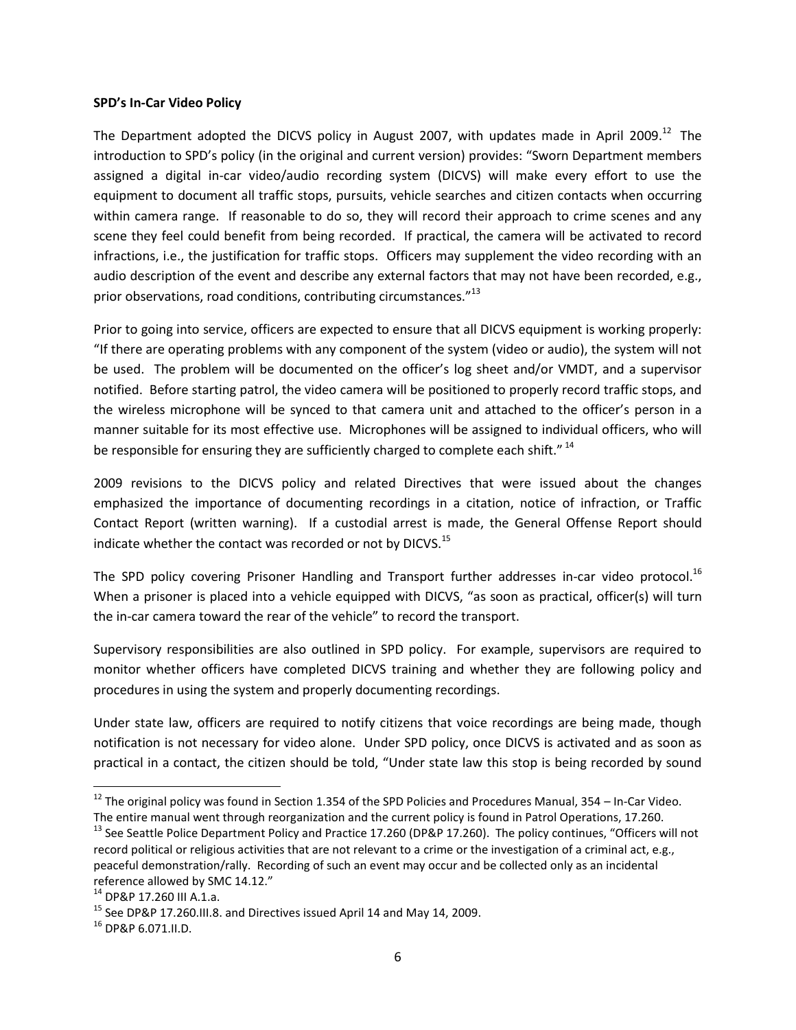**SPD's In-Car Video Policy**

The Department adopted the DICVS policy in August 2007, with updates made in April 2009.[12] The introduction to SPD's policy (in the original and current version) provides: "Sworn Department members assigned a digital in-car video/audio recording system (DICVS) will make every effort to use the equipment to document all traffic stops, pursuits, vehicle searches and citizen contacts when occurring within camera range. If reasonable to do so, they will record their approach to crime scenes and any scene they feel could benefit from being recorded. If practical, the camera will be activated to record infractions, i.e., the justification for traffic stops. Officers may supplement the video recording with an audio description of the event and describe any external factors that may not have been recorded, e.g., prior observations, road conditions, contributing circumstances."[13]

Prior to going into service, officers are expected to ensure that all DICVS equipment is working properly: "If there are operating problems with any component of the system (video or audio), the system will not be used. The problem will be documented on the officer's log sheet and/or VMDT, and a supervisor notified. Before starting patrol, the video camera will be positioned to properly record traffic stops, and the wireless microphone will be synced to that camera unit and attached to the officer's person in a manner suitable for its most effective use. Microphones will be assigned to individual officers, who will be responsible for ensuring they are sufficiently charged to complete each shift." [14]

2009 revisions to the DICVS policy and related Directives that were issued about the changes emphasized the importance of documenting recordings in a citation, notice of infraction, or Traffic Contact Report (written warning). If a custodial arrest is made, the General Offense Report should indicate whether the contact was recorded or not by DICVS.[15]

The SPD policy covering Prisoner Handling and Transport further addresses in-car video protocol.[16] When a prisoner is placed into a vehicle equipped with DICVS, "as soon as practical, officer(s) will turn the in-car camera toward the rear of the vehicle" to record the transport.

Supervisory responsibilities are also outlined in SPD policy. For example, supervisors are required to monitor whether officers have completed DICVS training and whether they are following policy and procedures in using the system and properly documenting recordings.

Under state law, officers are required to notify citizens that voice recordings are being made, though notification is not necessary for video alone. Under SPD policy, once DICVS is activated and as soon as practical in a contact, the citizen should be told, "Under state law this stop is being recorded by sound

---

[12] The original policy was found in Section 1.354 of the SPD Policies and Procedures Manual, 354 – In-Car Video. The entire manual went through reorganization and the current policy is found in Patrol Operations, 17.260.

[13] See Seattle Police Department Policy and Practice 17.260 (DP&P 17.260). The policy continues, "Officers will not record political or religious activities that are not relevant to a crime or the investigation of a criminal act, e.g., peaceful demonstration/rally. Recording of such an event may occur and be collected only as an incidental reference allowed by SMC 14.12."

[14] DP&P 17.260 III A.1.a.

[15] See DP&P 17.260.III.8. and Directives issued April 14 and May 14, 2009.

[16] DP&P 6.071.II.D.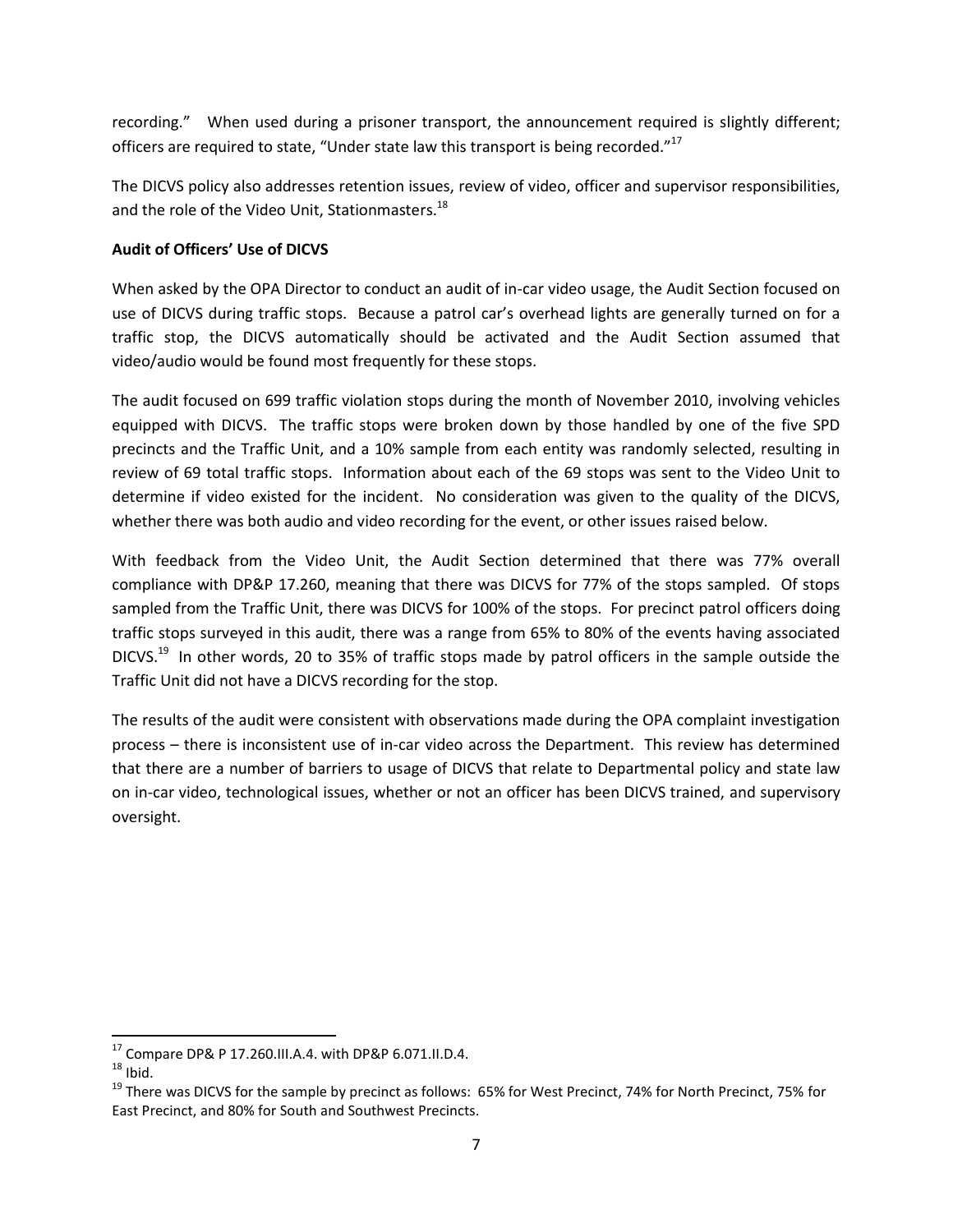recording." When used during a prisoner transport, the announcement required is slightly different; officers are required to state, "Under state law this transport is being recorded."[17]

The DICVS policy also addresses retention issues, review of video, officer and supervisor responsibilities, and the role of the Video Unit, Stationmasters.[18]

**Audit of Officers' Use of DICVS**

When asked by the OPA Director to conduct an audit of in-car video usage, the Audit Section focused on use of DICVS during traffic stops. Because a patrol car's overhead lights are generally turned on for a traffic stop, the DICVS automatically should be activated and the Audit Section assumed that video/audio would be found most frequently for these stops.

The audit focused on 699 traffic violation stops during the month of November 2010, involving vehicles equipped with DICVS. The traffic stops were broken down by those handled by one of the five SPD precincts and the Traffic Unit, and a 10% sample from each entity was randomly selected, resulting in review of 69 total traffic stops. Information about each of the 69 stops was sent to the Video Unit to determine if video existed for the incident. No consideration was given to the quality of the DICVS, whether there was both audio and video recording for the event, or other issues raised below.

With feedback from the Video Unit, the Audit Section determined that there was 77% overall compliance with DP&P 17.260, meaning that there was DICVS for 77% of the stops sampled. Of stops sampled from the Traffic Unit, there was DICVS for 100% of the stops. For precinct patrol officers doing traffic stops surveyed in this audit, there was a range from 65% to 80% of the events having associated DICVS.[19] In other words, 20 to 35% of traffic stops made by patrol officers in the sample outside the Traffic Unit did not have a DICVS recording for the stop.

The results of the audit were consistent with observations made during the OPA complaint investigation process – there is inconsistent use of in-car video across the Department. This review has determined that there are a number of barriers to usage of DICVS that relate to Departmental policy and state law on in-car video, technological issues, whether or not an officer has been DICVS trained, and supervisory oversight.

---

[17] Compare DP& P 17.260.III.A.4. with DP&P 6.071.II.D.4.

[18] Ibid.

[19] There was DICVS for the sample by precinct as follows: 65% for West Precinct, 74% for North Precinct, 75% for East Precinct, and 80% for South and Southwest Precincts.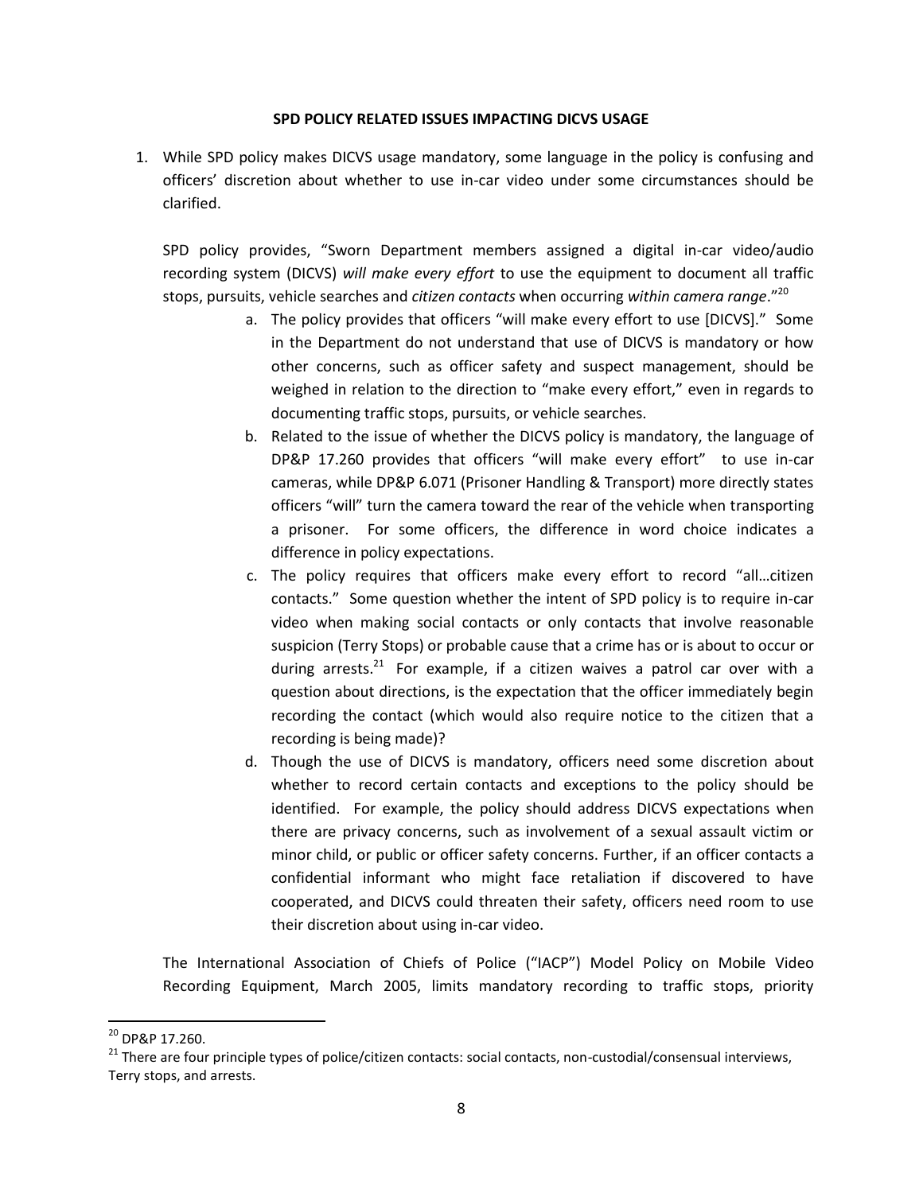**SPD POLICY RELATED ISSUES IMPACTING DICVS USAGE**

1. While SPD policy makes DICVS usage mandatory, some language in the policy is confusing and officers' discretion about whether to use in-car video under some circumstances should be clarified.

   SPD policy provides, "Sworn Department members assigned a digital in-car video/audio recording system (DICVS) *will make every effort* to use the equipment to document all traffic stops, pursuits, vehicle searches and *citizen contacts* when occurring *within camera range*."[20]

   a. The policy provides that officers "will make every effort to use [DICVS]." Some in the Department do not understand that use of DICVS is mandatory or how other concerns, such as officer safety and suspect management, should be weighed in relation to the direction to "make every effort," even in regards to documenting traffic stops, pursuits, or vehicle searches.

   b. Related to the issue of whether the DICVS policy is mandatory, the language of DP&P 17.260 provides that officers "will make every effort" to use in-car cameras, while DP&P 6.071 (Prisoner Handling & Transport) more directly states officers "will" turn the camera toward the rear of the vehicle when transporting a prisoner. For some officers, the difference in word choice indicates a difference in policy expectations.

   c. The policy requires that officers make every effort to record "all…citizen contacts." Some question whether the intent of SPD policy is to require in-car video when making social contacts or only contacts that involve reasonable suspicion (Terry Stops) or probable cause that a crime has or is about to occur or during arrests.[21] For example, if a citizen waives a patrol car over with a question about directions, is the expectation that the officer immediately begin recording the contact (which would also require notice to the citizen that a recording is being made)?

   d. Though the use of DICVS is mandatory, officers need some discretion about whether to record certain contacts and exceptions to the policy should be identified. For example, the policy should address DICVS expectations when there are privacy concerns, such as involvement of a sexual assault victim or minor child, or public or officer safety concerns. Further, if an officer contacts a confidential informant who might face retaliation if discovered to have cooperated, and DICVS could threaten their safety, officers need room to use their discretion about using in-car video.

   The International Association of Chiefs of Police ("IACP") Model Policy on Mobile Video Recording Equipment, March 2005, limits mandatory recording to traffic stops, priority

---

[20] DP&P 17.260.

[21] There are four principle types of police/citizen contacts: social contacts, non-custodial/consensual interviews, Terry stops, and arrests.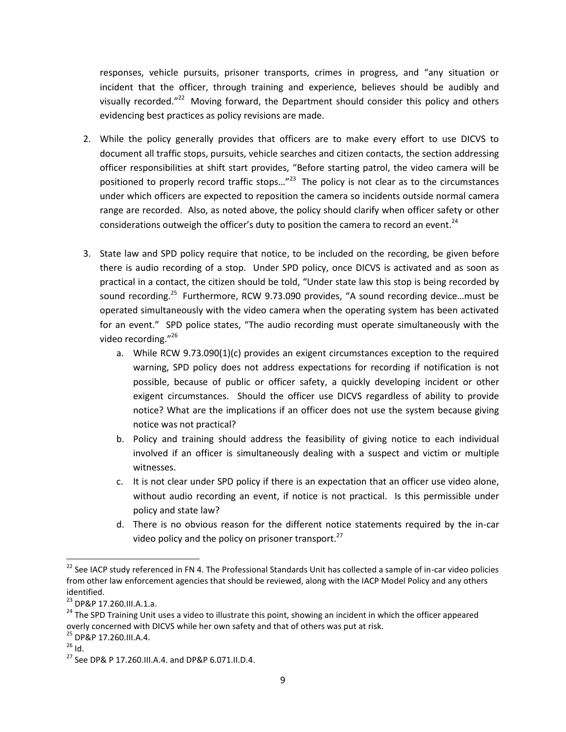responses, vehicle pursuits, prisoner transports, crimes in progress, and "any situation or incident that the officer, through training and experience, believes should be audibly and visually recorded."[22] Moving forward, the Department should consider this policy and others evidencing best practices as policy revisions are made.

2. While the policy generally provides that officers are to make every effort to use DICVS to document all traffic stops, pursuits, vehicle searches and citizen contacts, the section addressing officer responsibilities at shift start provides, "Before starting patrol, the video camera will be positioned to properly record traffic stops…"[23] The policy is not clear as to the circumstances under which officers are expected to reposition the camera so incidents outside normal camera range are recorded. Also, as noted above, the policy should clarify when officer safety or other considerations outweigh the officer's duty to position the camera to record an event.[24]

3. State law and SPD policy require that notice, to be included on the recording, be given before there is audio recording of a stop. Under SPD policy, once DICVS is activated and as soon as practical in a contact, the citizen should be told, "Under state law this stop is being recorded by sound recording.[25] Furthermore, RCW 9.73.090 provides, "A sound recording device…must be operated simultaneously with the video camera when the operating system has been activated for an event." SPD police states, "The audio recording must operate simultaneously with the video recording."[26]
   a. While RCW 9.73.090(1)(c) provides an exigent circumstances exception to the required warning, SPD policy does not address expectations for recording if notification is not possible, because of public or officer safety, a quickly developing incident or other exigent circumstances. Should the officer use DICVS regardless of ability to provide notice? What are the implications if an officer does not use the system because giving notice was not practical?
   b. Policy and training should address the feasibility of giving notice to each individual involved if an officer is simultaneously dealing with a suspect and victim or multiple witnesses.
   c. It is not clear under SPD policy if there is an expectation that an officer use video alone, without audio recording an event, if notice is not practical. Is this permissible under policy and state law?
   d. There is no obvious reason for the different notice statements required by the in-car video policy and the policy on prisoner transport.[27]

---

[22] See IACP study referenced in FN 4. The Professional Standards Unit has collected a sample of in-car video policies from other law enforcement agencies that should be reviewed, along with the IACP Model Policy and any others identified.

[23] DP&P 17.260.III.A.1.a.

[24] The SPD Training Unit uses a video to illustrate this point, showing an incident in which the officer appeared overly concerned with DICVS while her own safety and that of others was put at risk.

[25] DP&P 17.260.III.A.4.

[26] Id.

[27] See DP& P 17.260.III.A.4. and DP&P 6.071.II.D.4.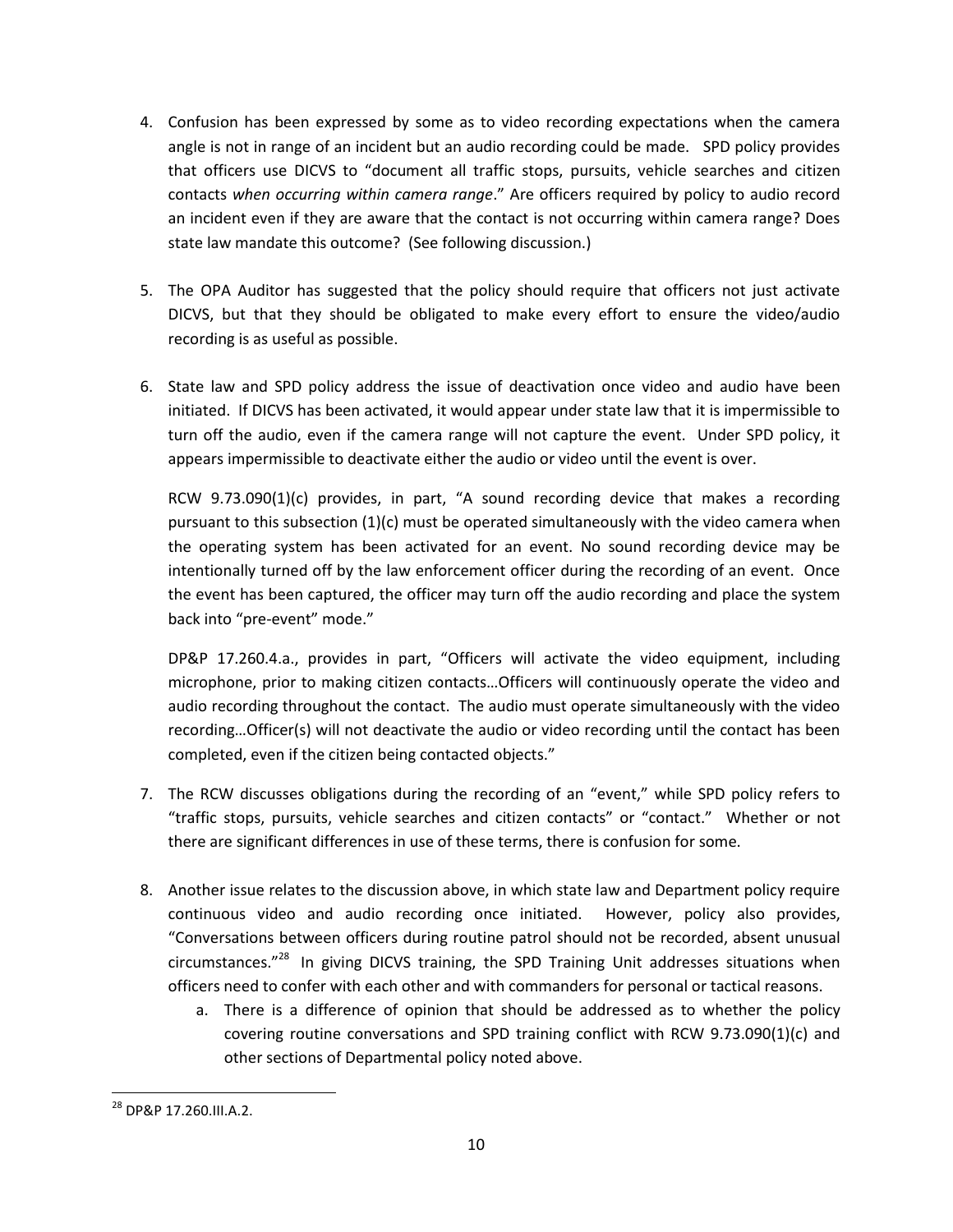4. Confusion has been expressed by some as to video recording expectations when the camera angle is not in range of an incident but an audio recording could be made. SPD policy provides that officers use DICVS to "document all traffic stops, pursuits, vehicle searches and citizen contacts *when occurring within camera range*." Are officers required by policy to audio record an incident even if they are aware that the contact is not occurring within camera range? Does state law mandate this outcome? (See following discussion.)

5. The OPA Auditor has suggested that the policy should require that officers not just activate DICVS, but that they should be obligated to make every effort to ensure the video/audio recording is as useful as possible.

6. State law and SPD policy address the issue of deactivation once video and audio have been initiated. If DICVS has been activated, it would appear under state law that it is impermissible to turn off the audio, even if the camera range will not capture the event. Under SPD policy, it appears impermissible to deactivate either the audio or video until the event is over.

   RCW 9.73.090(1)(c) provides, in part, "A sound recording device that makes a recording pursuant to this subsection (1)(c) must be operated simultaneously with the video camera when the operating system has been activated for an event. No sound recording device may be intentionally turned off by the law enforcement officer during the recording of an event. Once the event has been captured, the officer may turn off the audio recording and place the system back into "pre-event" mode."

   DP&P 17.260.4.a., provides in part, "Officers will activate the video equipment, including microphone, prior to making citizen contacts…Officers will continuously operate the video and audio recording throughout the contact. The audio must operate simultaneously with the video recording…Officer(s) will not deactivate the audio or video recording until the contact has been completed, even if the citizen being contacted objects."

7. The RCW discusses obligations during the recording of an "event," while SPD policy refers to "traffic stops, pursuits, vehicle searches and citizen contacts" or "contact." Whether or not there are significant differences in use of these terms, there is confusion for some.

8. Another issue relates to the discussion above, in which state law and Department policy require continuous video and audio recording once initiated. However, policy also provides, "Conversations between officers during routine patrol should not be recorded, absent unusual circumstances."[28] In giving DICVS training, the SPD Training Unit addresses situations when officers need to confer with each other and with commanders for personal or tactical reasons.
   a. There is a difference of opinion that should be addressed as to whether the policy covering routine conversations and SPD training conflict with RCW 9.73.090(1)(c) and other sections of Departmental policy noted above.

[28] DP&P 17.260.III.A.2.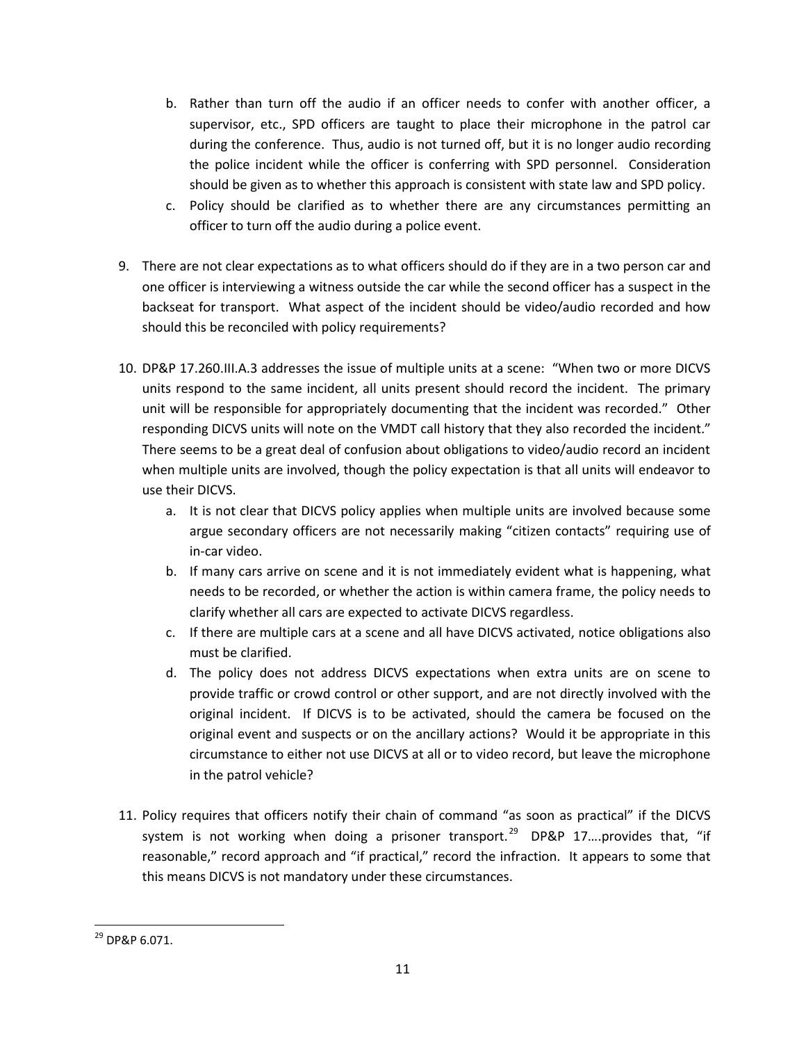b. Rather than turn off the audio if an officer needs to confer with another officer, a supervisor, etc., SPD officers are taught to place their microphone in the patrol car during the conference. Thus, audio is not turned off, but it is no longer audio recording the police incident while the officer is conferring with SPD personnel. Consideration should be given as to whether this approach is consistent with state law and SPD policy.
   c. Policy should be clarified as to whether there are any circumstances permitting an officer to turn off the audio during a police event.

9. There are not clear expectations as to what officers should do if they are in a two person car and one officer is interviewing a witness outside the car while the second officer has a suspect in the backseat for transport. What aspect of the incident should be video/audio recorded and how should this be reconciled with policy requirements?

10. DP&P 17.260.III.A.3 addresses the issue of multiple units at a scene: "When two or more DICVS units respond to the same incident, all units present should record the incident. The primary unit will be responsible for appropriately documenting that the incident was recorded." Other responding DICVS units will note on the VMDT call history that they also recorded the incident." There seems to be a great deal of confusion about obligations to video/audio record an incident when multiple units are involved, though the policy expectation is that all units will endeavor to use their DICVS.
   a. It is not clear that DICVS policy applies when multiple units are involved because some argue secondary officers are not necessarily making "citizen contacts" requiring use of in-car video.
   b. If many cars arrive on scene and it is not immediately evident what is happening, what needs to be recorded, or whether the action is within camera frame, the policy needs to clarify whether all cars are expected to activate DICVS regardless.
   c. If there are multiple cars at a scene and all have DICVS activated, notice obligations also must be clarified.
   d. The policy does not address DICVS expectations when extra units are on scene to provide traffic or crowd control or other support, and are not directly involved with the original incident. If DICVS is to be activated, should the camera be focused on the original event and suspects or on the ancillary actions? Would it be appropriate in this circumstance to either not use DICVS at all or to video record, but leave the microphone in the patrol vehicle?

11. Policy requires that officers notify their chain of command "as soon as practical" if the DICVS system is not working when doing a prisoner transport.[29] DP&P 17….provides that, "if reasonable," record approach and "if practical," record the infraction. It appears to some that this means DICVS is not mandatory under these circumstances.

[29] DP&P 6.071.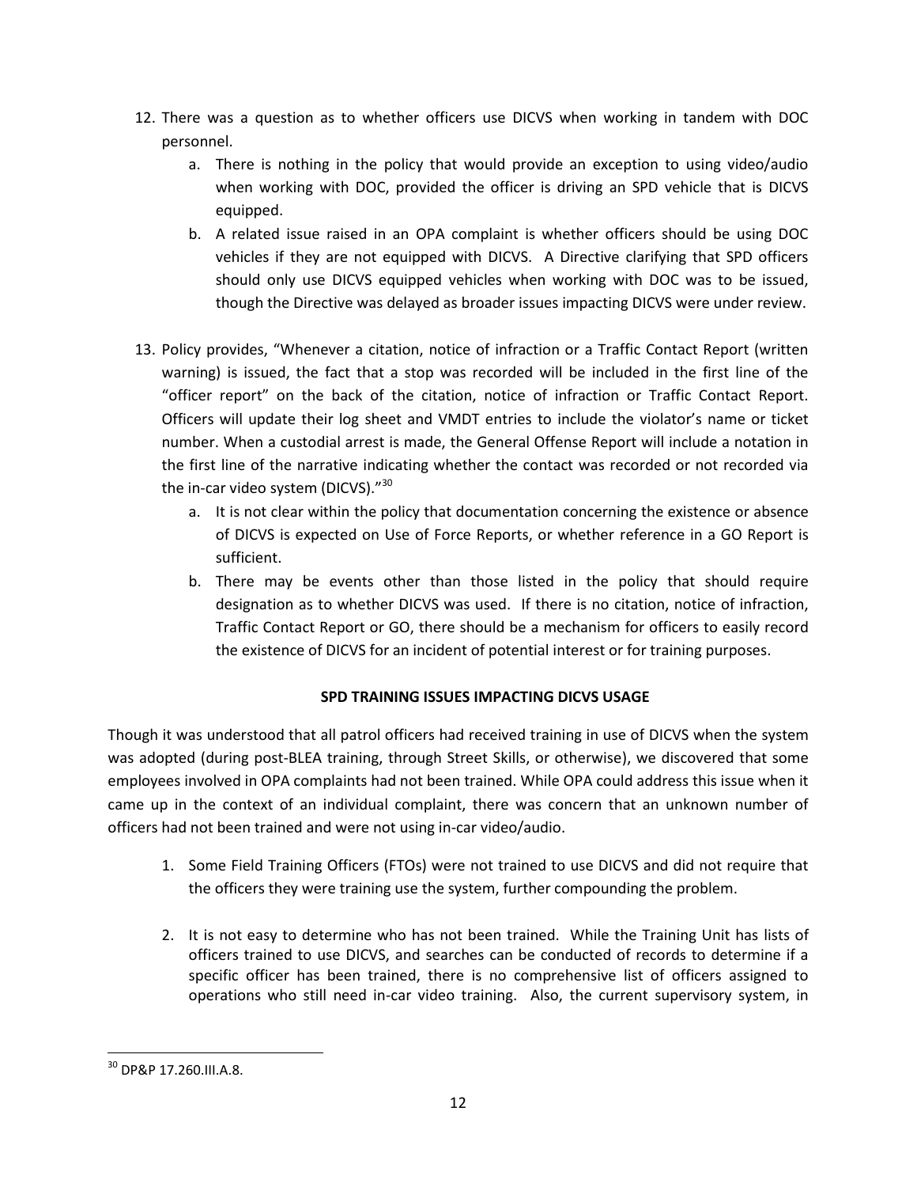12. There was a question as to whether officers use DICVS when working in tandem with DOC personnel.
    a. There is nothing in the policy that would provide an exception to using video/audio when working with DOC, provided the officer is driving an SPD vehicle that is DICVS equipped.
    b. A related issue raised in an OPA complaint is whether officers should be using DOC vehicles if they are not equipped with DICVS. A Directive clarifying that SPD officers should only use DICVS equipped vehicles when working with DOC was to be issued, though the Directive was delayed as broader issues impacting DICVS were under review.

13. Policy provides, "Whenever a citation, notice of infraction or a Traffic Contact Report (written warning) is issued, the fact that a stop was recorded will be included in the first line of the "officer report" on the back of the citation, notice of infraction or Traffic Contact Report. Officers will update their log sheet and VMDT entries to include the violator's name or ticket number. When a custodial arrest is made, the General Offense Report will include a notation in the first line of the narrative indicating whether the contact was recorded or not recorded via the in-car video system (DICVS)."[30]
    a. It is not clear within the policy that documentation concerning the existence or absence of DICVS is expected on Use of Force Reports, or whether reference in a GO Report is sufficient.
    b. There may be events other than those listed in the policy that should require designation as to whether DICVS was used. If there is no citation, notice of infraction, Traffic Contact Report or GO, there should be a mechanism for officers to easily record the existence of DICVS for an incident of potential interest or for training purposes.

**SPD TRAINING ISSUES IMPACTING DICVS USAGE**

Though it was understood that all patrol officers had received training in use of DICVS when the system was adopted (during post-BLEA training, through Street Skills, or otherwise), we discovered that some employees involved in OPA complaints had not been trained. While OPA could address this issue when it came up in the context of an individual complaint, there was concern that an unknown number of officers had not been trained and were not using in-car video/audio.

1. Some Field Training Officers (FTOs) were not trained to use DICVS and did not require that the officers they were training use the system, further compounding the problem.

2. It is not easy to determine who has not been trained. While the Training Unit has lists of officers trained to use DICVS, and searches can be conducted of records to determine if a specific officer has been trained, there is no comprehensive list of officers assigned to operations who still need in-car video training. Also, the current supervisory system, in

[30] DP&P 17.260.III.A.8.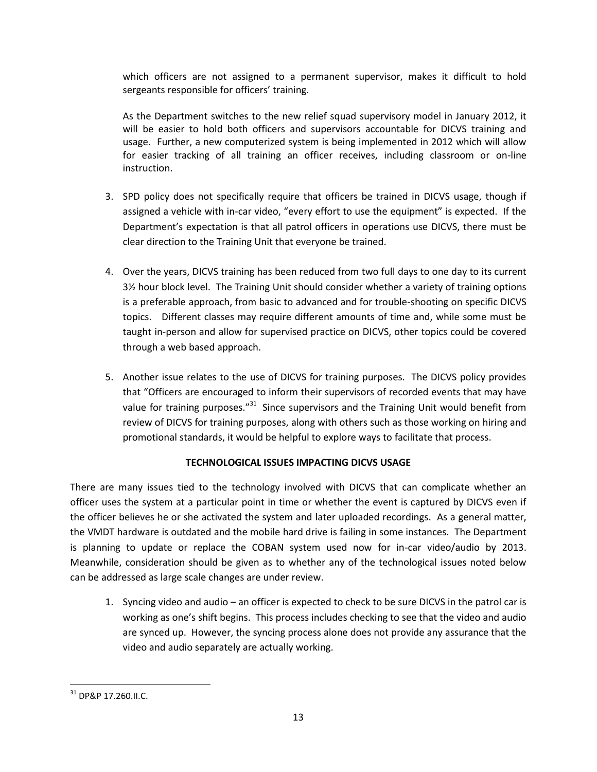which officers are not assigned to a permanent supervisor, makes it difficult to hold sergeants responsible for officers' training.

As the Department switches to the new relief squad supervisory model in January 2012, it will be easier to hold both officers and supervisors accountable for DICVS training and usage. Further, a new computerized system is being implemented in 2012 which will allow for easier tracking of all training an officer receives, including classroom or on-line instruction.

3. SPD policy does not specifically require that officers be trained in DICVS usage, though if assigned a vehicle with in-car video, "every effort to use the equipment" is expected. If the Department's expectation is that all patrol officers in operations use DICVS, there must be clear direction to the Training Unit that everyone be trained.

4. Over the years, DICVS training has been reduced from two full days to one day to its current 3½ hour block level. The Training Unit should consider whether a variety of training options is a preferable approach, from basic to advanced and for trouble-shooting on specific DICVS topics. Different classes may require different amounts of time and, while some must be taught in-person and allow for supervised practice on DICVS, other topics could be covered through a web based approach.

5. Another issue relates to the use of DICVS for training purposes. The DICVS policy provides that "Officers are encouraged to inform their supervisors of recorded events that may have value for training purposes."[31] Since supervisors and the Training Unit would benefit from review of DICVS for training purposes, along with others such as those working on hiring and promotional standards, it would be helpful to explore ways to facilitate that process.

**TECHNOLOGICAL ISSUES IMPACTING DICVS USAGE**

There are many issues tied to the technology involved with DICVS that can complicate whether an officer uses the system at a particular point in time or whether the event is captured by DICVS even if the officer believes he or she activated the system and later uploaded recordings. As a general matter, the VMDT hardware is outdated and the mobile hard drive is failing in some instances. The Department is planning to update or replace the COBAN system used now for in-car video/audio by 2013. Meanwhile, consideration should be given as to whether any of the technological issues noted below can be addressed as large scale changes are under review.

1. Syncing video and audio – an officer is expected to check to be sure DICVS in the patrol car is working as one's shift begins. This process includes checking to see that the video and audio are synced up. However, the syncing process alone does not provide any assurance that the video and audio separately are actually working.

---

[31] DP&P 17.260.II.C.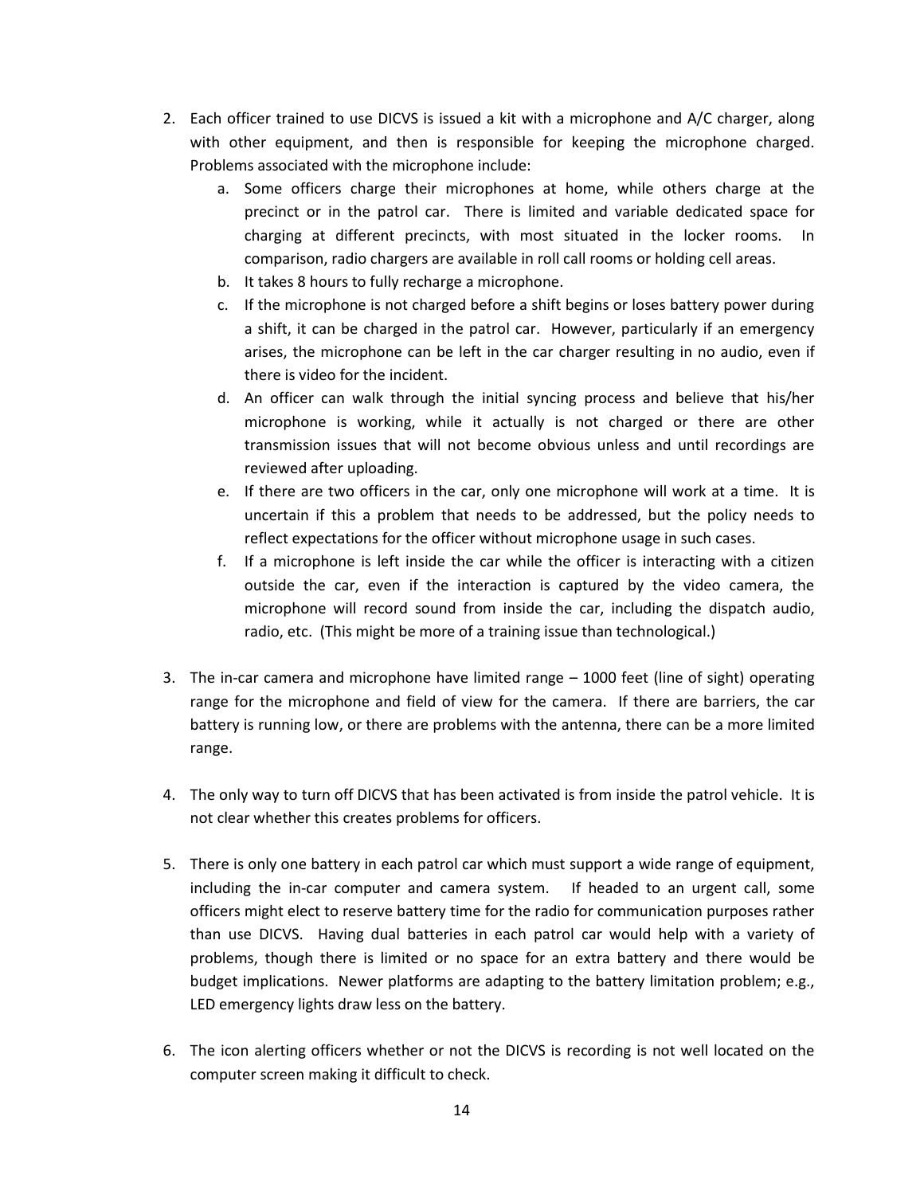2. Each officer trained to use DICVS is issued a kit with a microphone and A/C charger, along with other equipment, and then is responsible for keeping the microphone charged. Problems associated with the microphone include:
    a. Some officers charge their microphones at home, while others charge at the precinct or in the patrol car. There is limited and variable dedicated space for charging at different precincts, with most situated in the locker rooms. In comparison, radio chargers are available in roll call rooms or holding cell areas.
    b. It takes 8 hours to fully recharge a microphone.
    c. If the microphone is not charged before a shift begins or loses battery power during a shift, it can be charged in the patrol car. However, particularly if an emergency arises, the microphone can be left in the car charger resulting in no audio, even if there is video for the incident.
    d. An officer can walk through the initial syncing process and believe that his/her microphone is working, while it actually is not charged or there are other transmission issues that will not become obvious unless and until recordings are reviewed after uploading.
    e. If there are two officers in the car, only one microphone will work at a time. It is uncertain if this a problem that needs to be addressed, but the policy needs to reflect expectations for the officer without microphone usage in such cases.
    f. If a microphone is left inside the car while the officer is interacting with a citizen outside the car, even if the interaction is captured by the video camera, the microphone will record sound from inside the car, including the dispatch audio, radio, etc. (This might be more of a training issue than technological.)

3. The in-car camera and microphone have limited range – 1000 feet (line of sight) operating range for the microphone and field of view for the camera. If there are barriers, the car battery is running low, or there are problems with the antenna, there can be a more limited range.

4. The only way to turn off DICVS that has been activated is from inside the patrol vehicle. It is not clear whether this creates problems for officers.

5. There is only one battery in each patrol car which must support a wide range of equipment, including the in-car computer and camera system. If headed to an urgent call, some officers might elect to reserve battery time for the radio for communication purposes rather than use DICVS. Having dual batteries in each patrol car would help with a variety of problems, though there is limited or no space for an extra battery and there would be budget implications. Newer platforms are adapting to the battery limitation problem; e.g., LED emergency lights draw less on the battery.

6. The icon alerting officers whether or not the DICVS is recording is not well located on the computer screen making it difficult to check.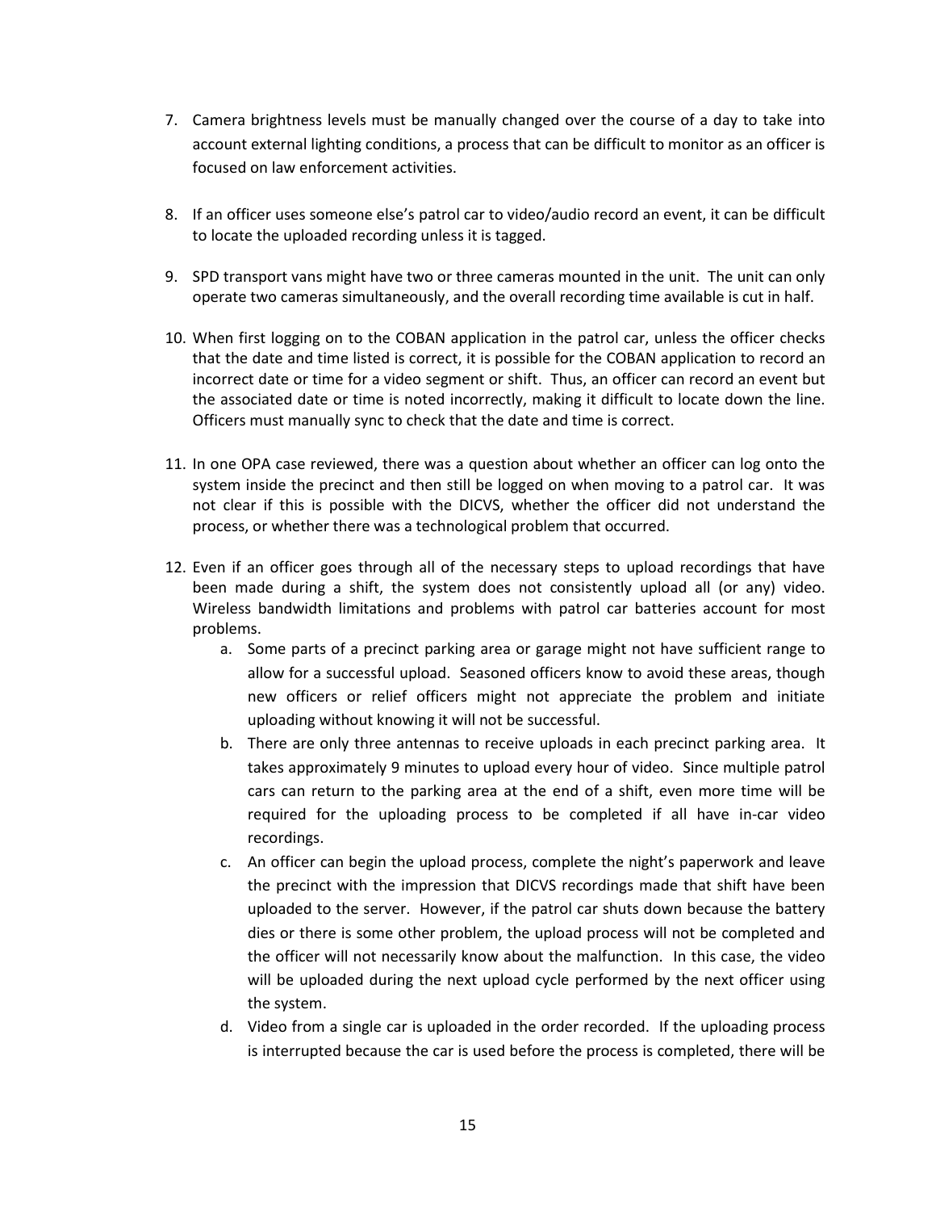7. Camera brightness levels must be manually changed over the course of a day to take into account external lighting conditions, a process that can be difficult to monitor as an officer is focused on law enforcement activities.

8. If an officer uses someone else's patrol car to video/audio record an event, it can be difficult to locate the uploaded recording unless it is tagged.

9. SPD transport vans might have two or three cameras mounted in the unit. The unit can only operate two cameras simultaneously, and the overall recording time available is cut in half.

10. When first logging on to the COBAN application in the patrol car, unless the officer checks that the date and time listed is correct, it is possible for the COBAN application to record an incorrect date or time for a video segment or shift. Thus, an officer can record an event but the associated date or time is noted incorrectly, making it difficult to locate down the line. Officers must manually sync to check that the date and time is correct.

11. In one OPA case reviewed, there was a question about whether an officer can log onto the system inside the precinct and then still be logged on when moving to a patrol car. It was not clear if this is possible with the DICVS, whether the officer did not understand the process, or whether there was a technological problem that occurred.

12. Even if an officer goes through all of the necessary steps to upload recordings that have been made during a shift, the system does not consistently upload all (or any) video. Wireless bandwidth limitations and problems with patrol car batteries account for most problems.
    a. Some parts of a precinct parking area or garage might not have sufficient range to allow for a successful upload. Seasoned officers know to avoid these areas, though new officers or relief officers might not appreciate the problem and initiate uploading without knowing it will not be successful.
    b. There are only three antennas to receive uploads in each precinct parking area. It takes approximately 9 minutes to upload every hour of video. Since multiple patrol cars can return to the parking area at the end of a shift, even more time will be required for the uploading process to be completed if all have in-car video recordings.
    c. An officer can begin the upload process, complete the night's paperwork and leave the precinct with the impression that DICVS recordings made that shift have been uploaded to the server. However, if the patrol car shuts down because the battery dies or there is some other problem, the upload process will not be completed and the officer will not necessarily know about the malfunction. In this case, the video will be uploaded during the next upload cycle performed by the next officer using the system.
    d. Video from a single car is uploaded in the order recorded. If the uploading process is interrupted because the car is used before the process is completed, there will be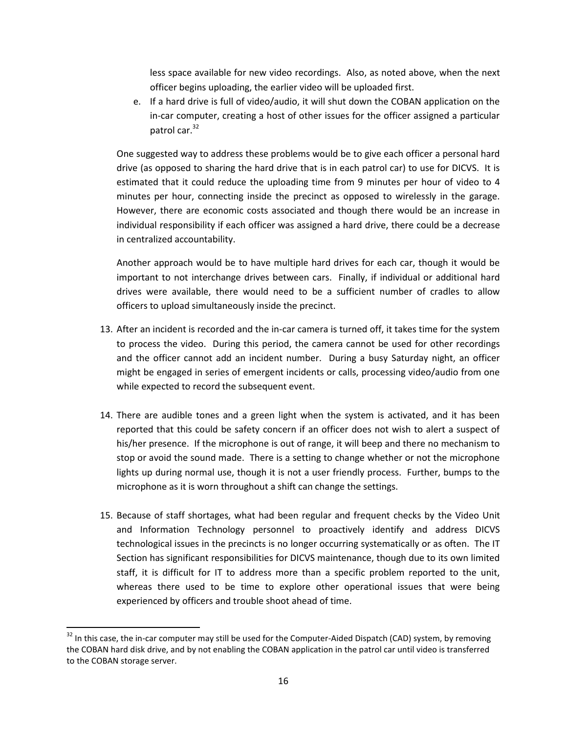less space available for new video recordings. Also, as noted above, when the next officer begins uploading, the earlier video will be uploaded first.

e. If a hard drive is full of video/audio, it will shut down the COBAN application on the in-car computer, creating a host of other issues for the officer assigned a particular patrol car.[32]

One suggested way to address these problems would be to give each officer a personal hard drive (as opposed to sharing the hard drive that is in each patrol car) to use for DICVS. It is estimated that it could reduce the uploading time from 9 minutes per hour of video to 4 minutes per hour, connecting inside the precinct as opposed to wirelessly in the garage. However, there are economic costs associated and though there would be an increase in individual responsibility if each officer was assigned a hard drive, there could be a decrease in centralized accountability.

Another approach would be to have multiple hard drives for each car, though it would be important to not interchange drives between cars. Finally, if individual or additional hard drives were available, there would need to be a sufficient number of cradles to allow officers to upload simultaneously inside the precinct.

13. After an incident is recorded and the in-car camera is turned off, it takes time for the system to process the video. During this period, the camera cannot be used for other recordings and the officer cannot add an incident number. During a busy Saturday night, an officer might be engaged in series of emergent incidents or calls, processing video/audio from one while expected to record the subsequent event.

14. There are audible tones and a green light when the system is activated, and it has been reported that this could be safety concern if an officer does not wish to alert a suspect of his/her presence. If the microphone is out of range, it will beep and there no mechanism to stop or avoid the sound made. There is a setting to change whether or not the microphone lights up during normal use, though it is not a user friendly process. Further, bumps to the microphone as it is worn throughout a shift can change the settings.

15. Because of staff shortages, what had been regular and frequent checks by the Video Unit and Information Technology personnel to proactively identify and address DICVS technological issues in the precincts is no longer occurring systematically or as often. The IT Section has significant responsibilities for DICVS maintenance, though due to its own limited staff, it is difficult for IT to address more than a specific problem reported to the unit, whereas there used to be time to explore other operational issues that were being experienced by officers and trouble shoot ahead of time.

---

[32] In this case, the in-car computer may still be used for the Computer-Aided Dispatch (CAD) system, by removing the COBAN hard disk drive, and by not enabling the COBAN application in the patrol car until video is transferred to the COBAN storage server.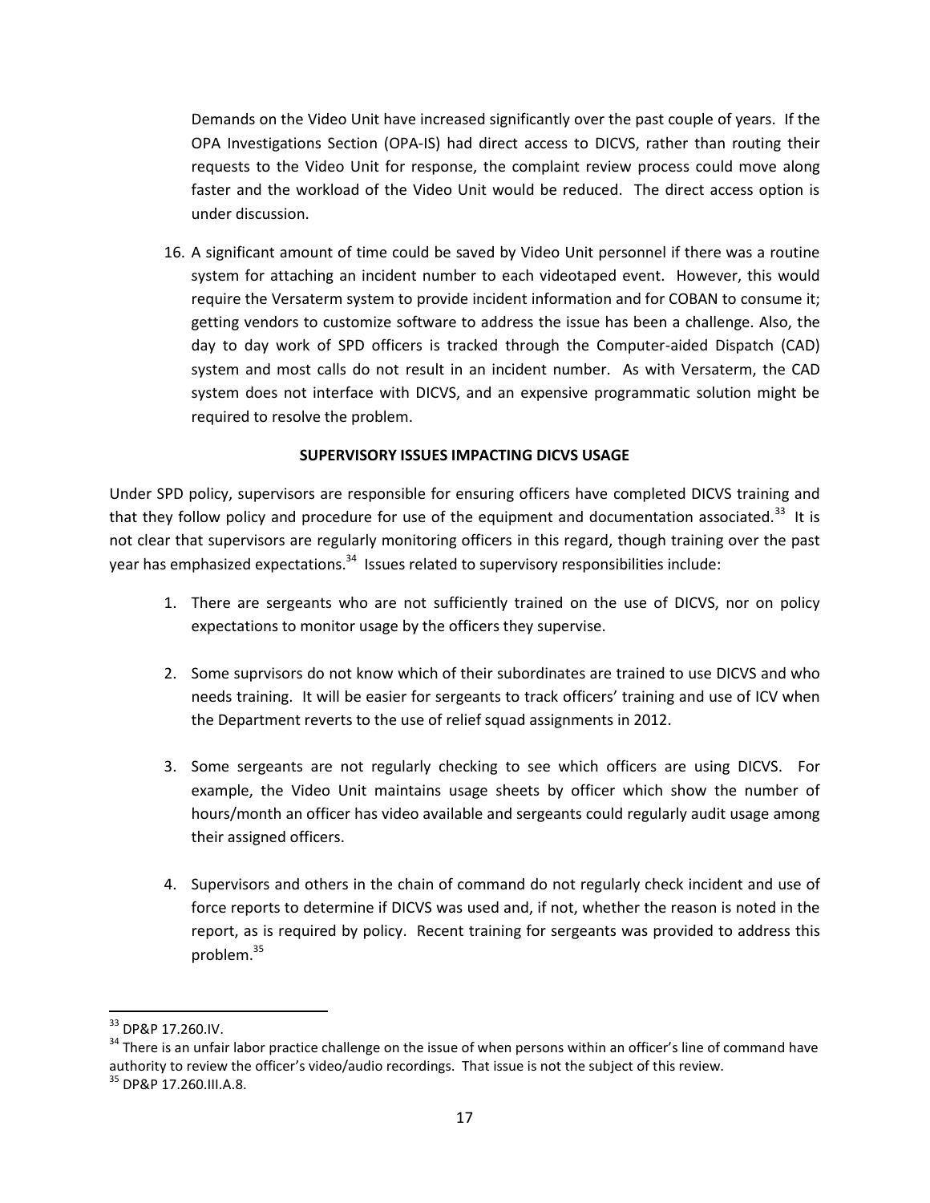Demands on the Video Unit have increased significantly over the past couple of years. If the OPA Investigations Section (OPA-IS) had direct access to DICVS, rather than routing their requests to the Video Unit for response, the complaint review process could move along faster and the workload of the Video Unit would be reduced. The direct access option is under discussion.

16. A significant amount of time could be saved by Video Unit personnel if there was a routine system for attaching an incident number to each videotaped event. However, this would require the Versaterm system to provide incident information and for COBAN to consume it; getting vendors to customize software to address the issue has been a challenge. Also, the day to day work of SPD officers is tracked through the Computer-aided Dispatch (CAD) system and most calls do not result in an incident number. As with Versaterm, the CAD system does not interface with DICVS, and an expensive programmatic solution might be required to resolve the problem.

**SUPERVISORY ISSUES IMPACTING DICVS USAGE**

Under SPD policy, supervisors are responsible for ensuring officers have completed DICVS training and that they follow policy and procedure for use of the equipment and documentation associated.[33] It is not clear that supervisors are regularly monitoring officers in this regard, though training over the past year has emphasized expectations.[34] Issues related to supervisory responsibilities include:

1. There are sergeants who are not sufficiently trained on the use of DICVS, nor on policy expectations to monitor usage by the officers they supervise.

2. Some suprvisors do not know which of their subordinates are trained to use DICVS and who needs training. It will be easier for sergeants to track officers' training and use of ICV when the Department reverts to the use of relief squad assignments in 2012.

3. Some sergeants are not regularly checking to see which officers are using DICVS. For example, the Video Unit maintains usage sheets by officer which show the number of hours/month an officer has video available and sergeants could regularly audit usage among their assigned officers.

4. Supervisors and others in the chain of command do not regularly check incident and use of force reports to determine if DICVS was used and, if not, whether the reason is noted in the report, as is required by policy. Recent training for sergeants was provided to address this problem.[35]

---

[33] DP&P 17.260.IV.

[34] There is an unfair labor practice challenge on the issue of when persons within an officer's line of command have authority to review the officer's video/audio recordings. That issue is not the subject of this review.

[35] DP&P 17.260.III.A.8.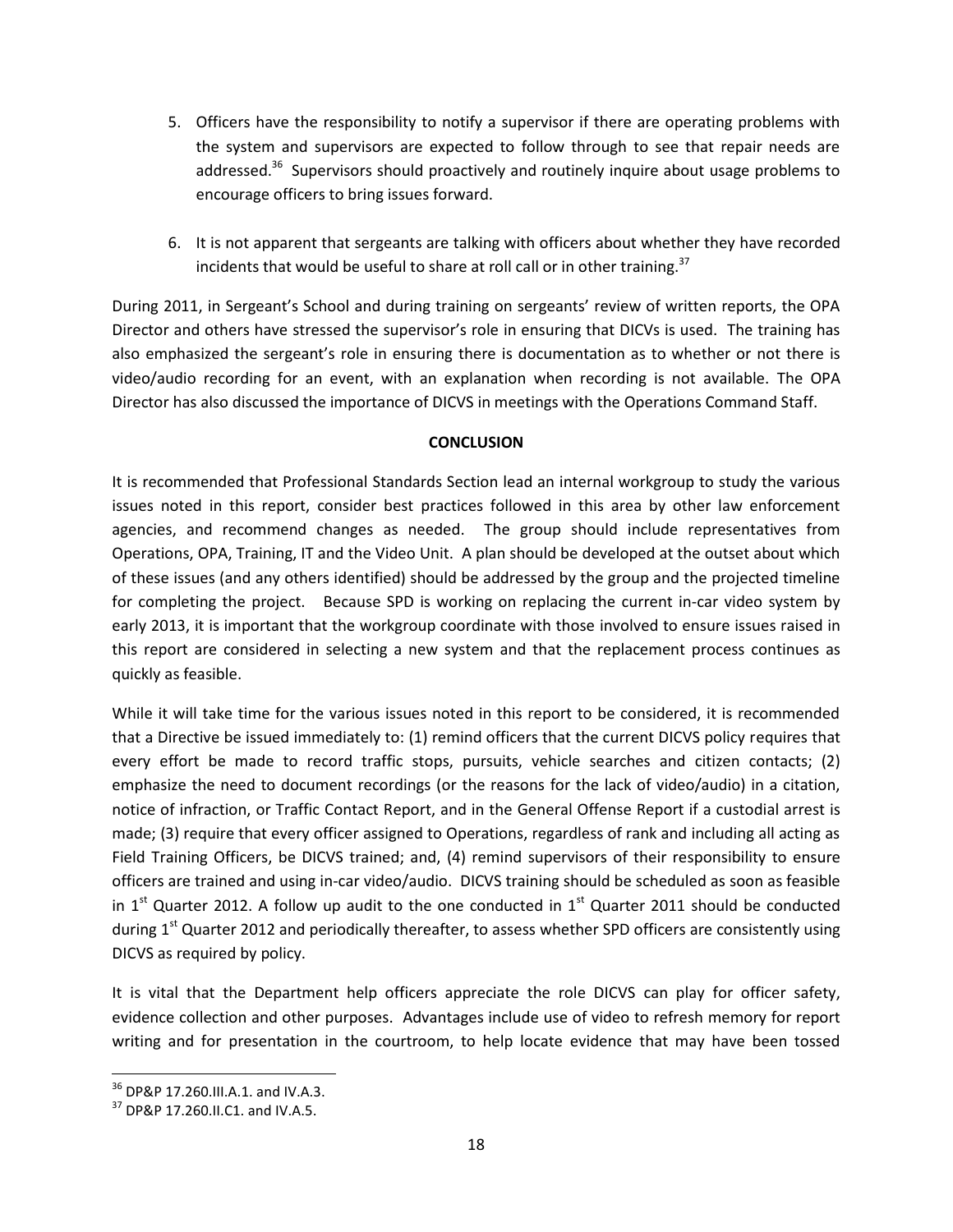5. Officers have the responsibility to notify a supervisor if there are operating problems with the system and supervisors are expected to follow through to see that repair needs are addressed.[36] Supervisors should proactively and routinely inquire about usage problems to encourage officers to bring issues forward.

6. It is not apparent that sergeants are talking with officers about whether they have recorded incidents that would be useful to share at roll call or in other training.[37]

During 2011, in Sergeant's School and during training on sergeants' review of written reports, the OPA Director and others have stressed the supervisor's role in ensuring that DICVs is used. The training has also emphasized the sergeant's role in ensuring there is documentation as to whether or not there is video/audio recording for an event, with an explanation when recording is not available. The OPA Director has also discussed the importance of DICVS in meetings with the Operations Command Staff.

**CONCLUSION**

It is recommended that Professional Standards Section lead an internal workgroup to study the various issues noted in this report, consider best practices followed in this area by other law enforcement agencies, and recommend changes as needed. The group should include representatives from Operations, OPA, Training, IT and the Video Unit. A plan should be developed at the outset about which of these issues (and any others identified) should be addressed by the group and the projected timeline for completing the project. Because SPD is working on replacing the current in-car video system by early 2013, it is important that the workgroup coordinate with those involved to ensure issues raised in this report are considered in selecting a new system and that the replacement process continues as quickly as feasible.

While it will take time for the various issues noted in this report to be considered, it is recommended that a Directive be issued immediately to: (1) remind officers that the current DICVS policy requires that every effort be made to record traffic stops, pursuits, vehicle searches and citizen contacts; (2) emphasize the need to document recordings (or the reasons for the lack of video/audio) in a citation, notice of infraction, or Traffic Contact Report, and in the General Offense Report if a custodial arrest is made; (3) require that every officer assigned to Operations, regardless of rank and including all acting as Field Training Officers, be DICVS trained; and, (4) remind supervisors of their responsibility to ensure officers are trained and using in-car video/audio. DICVS training should be scheduled as soon as feasible in 1st Quarter 2012. A follow up audit to the one conducted in 1st Quarter 2011 should be conducted during 1st Quarter 2012 and periodically thereafter, to assess whether SPD officers are consistently using DICVS as required by policy.

It is vital that the Department help officers appreciate the role DICVS can play for officer safety, evidence collection and other purposes. Advantages include use of video to refresh memory for report writing and for presentation in the courtroom, to help locate evidence that may have been tossed

---

[36] DP&P 17.260.III.A.1. and IV.A.3.

[37] DP&P 17.260.II.C1. and IV.A.5.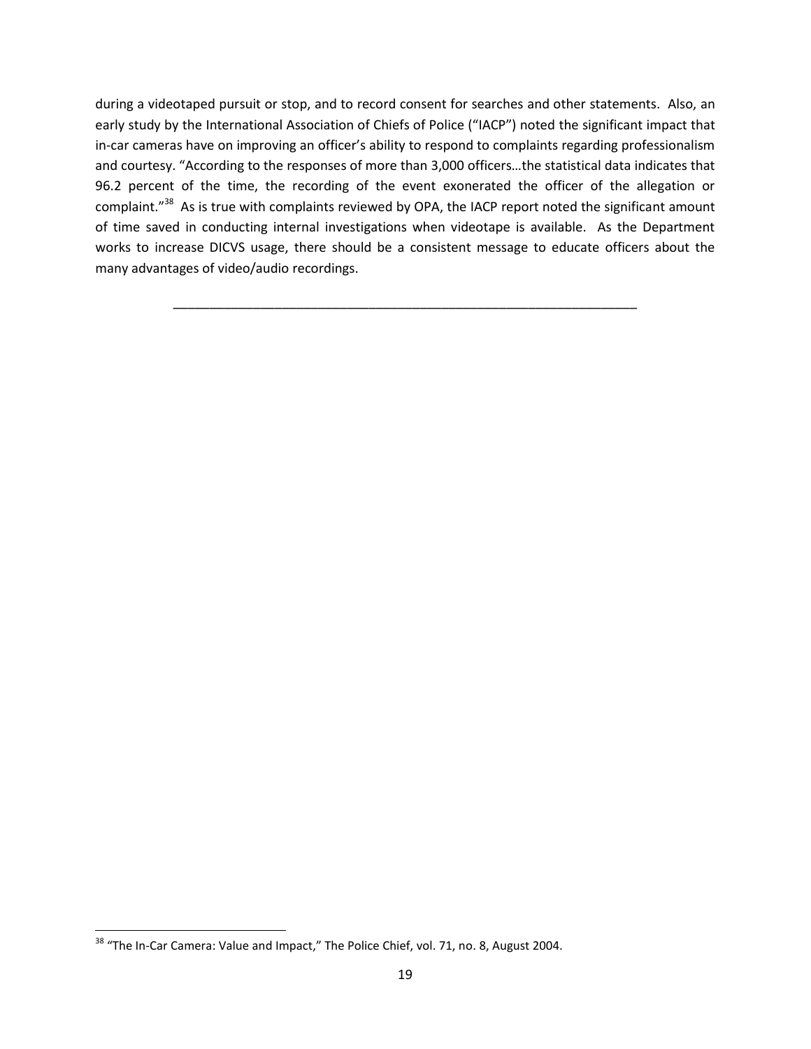during a videotaped pursuit or stop, and to record consent for searches and other statements. Also, an early study by the International Association of Chiefs of Police ("IACP") noted the significant impact that in-car cameras have on improving an officer's ability to respond to complaints regarding professionalism and courtesy. "According to the responses of more than 3,000 officers…the statistical data indicates that 96.2 percent of the time, the recording of the event exonerated the officer of the allegation or complaint."[38] As is true with complaints reviewed by OPA, the IACP report noted the significant amount of time saved in conducting internal investigations when videotape is available. As the Department works to increase DICVS usage, there should be a consistent message to educate officers about the many advantages of video/audio recordings.

---

[38] "The In-Car Camera: Value and Impact," The Police Chief, vol. 71, no. 8, August 2004.